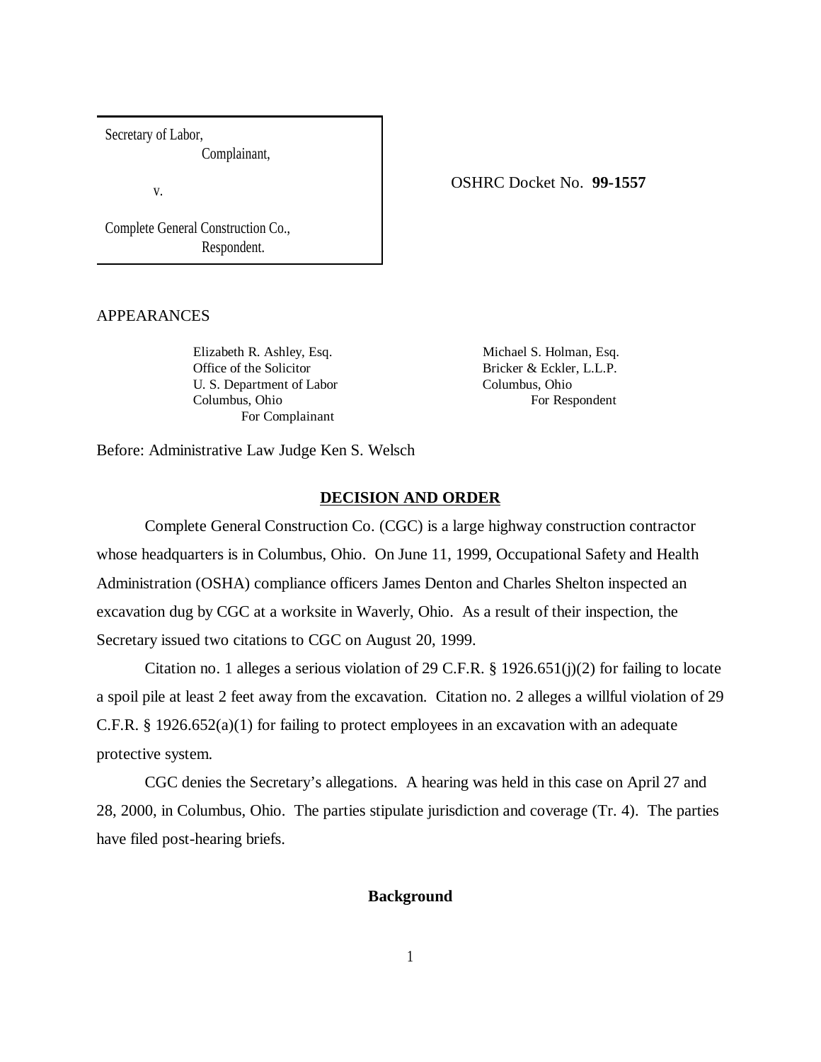Secretary of Labor,
Complainant,

v.

Complete General Construction Co.,
Respondent.

OSHRC Docket No. **99-1557**

APPEARANCES

Elizabeth R. Ashley, Esq.
Office of the Solicitor
U. S. Department of Labor
Columbus, Ohio
For Complainant

Michael S. Holman, Esq.
Bricker & Eckler, L.L.P.
Columbus, Ohio
For Respondent

Before: Administrative Law Judge Ken S. Welsch

## DECISION AND ORDER

Complete General Construction Co. (CGC) is a large highway construction contractor whose headquarters is in Columbus, Ohio. On June 11, 1999, Occupational Safety and Health Administration (OSHA) compliance officers James Denton and Charles Shelton inspected an excavation dug by CGC at a worksite in Waverly, Ohio. As a result of their inspection, the Secretary issued two citations to CGC on August 20, 1999.

Citation no. 1 alleges a serious violation of 29 C.F.R. § 1926.651(j)(2) for failing to locate a spoil pile at least 2 feet away from the excavation. Citation no. 2 alleges a willful violation of 29 C.F.R. § 1926.652(a)(1) for failing to protect employees in an excavation with an adequate protective system.

CGC denies the Secretary's allegations. A hearing was held in this case on April 27 and 28, 2000, in Columbus, Ohio. The parties stipulate jurisdiction and coverage (Tr. 4). The parties have filed post-hearing briefs.

### Background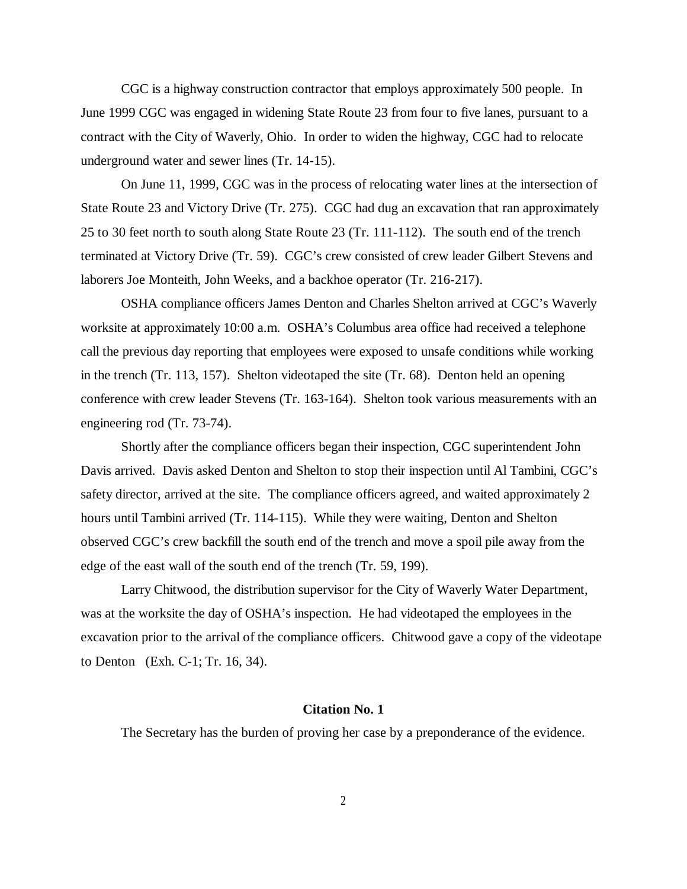CGC is a highway construction contractor that employs approximately 500 people. In June 1999 CGC was engaged in widening State Route 23 from four to five lanes, pursuant to a contract with the City of Waverly, Ohio. In order to widen the highway, CGC had to relocate underground water and sewer lines (Tr. 14-15).

On June 11, 1999, CGC was in the process of relocating water lines at the intersection of State Route 23 and Victory Drive (Tr. 275). CGC had dug an excavation that ran approximately 25 to 30 feet north to south along State Route 23 (Tr. 111-112). The south end of the trench terminated at Victory Drive (Tr. 59). CGC's crew consisted of crew leader Gilbert Stevens and laborers Joe Monteith, John Weeks, and a backhoe operator (Tr. 216-217).

OSHA compliance officers James Denton and Charles Shelton arrived at CGC's Waverly worksite at approximately 10:00 a.m. OSHA's Columbus area office had received a telephone call the previous day reporting that employees were exposed to unsafe conditions while working in the trench (Tr. 113, 157). Shelton videotaped the site (Tr. 68). Denton held an opening conference with crew leader Stevens (Tr. 163-164). Shelton took various measurements with an engineering rod (Tr. 73-74).

Shortly after the compliance officers began their inspection, CGC superintendent John Davis arrived. Davis asked Denton and Shelton to stop their inspection until Al Tambini, CGC's safety director, arrived at the site. The compliance officers agreed, and waited approximately 2 hours until Tambini arrived (Tr. 114-115). While they were waiting, Denton and Shelton observed CGC's crew backfill the south end of the trench and move a spoil pile away from the edge of the east wall of the south end of the trench (Tr. 59, 199).

Larry Chitwood, the distribution supervisor for the City of Waverly Water Department, was at the worksite the day of OSHA's inspection. He had videotaped the employees in the excavation prior to the arrival of the compliance officers. Chitwood gave a copy of the videotape to Denton (Exh. C-1; Tr. 16, 34).

### Citation No. 1

The Secretary has the burden of proving her case by a preponderance of the evidence.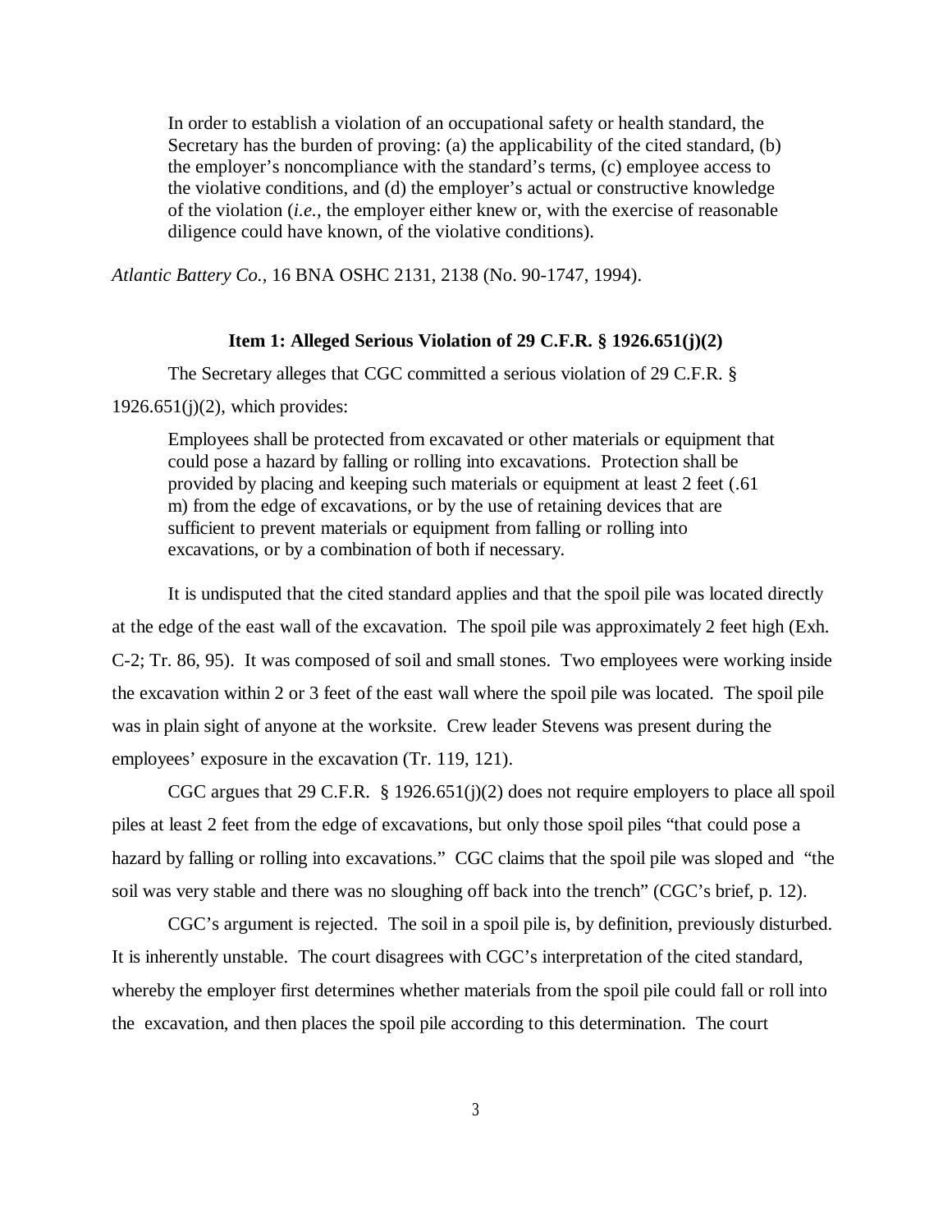> In order to establish a violation of an occupational safety or health standard, the Secretary has the burden of proving: (a) the applicability of the cited standard, (b) the employer's noncompliance with the standard's terms, (c) employee access to the violative conditions, and (d) the employer's actual or constructive knowledge of the violation (*i.e.,* the employer either knew or, with the exercise of reasonable diligence could have known, of the violative conditions).

*Atlantic Battery Co.,* 16 BNA OSHC 2131, 2138 (No. 90-1747, 1994).

**Item 1: Alleged Serious Violation of 29 C.F.R. § 1926.651(j)(2)**

The Secretary alleges that CGC committed a serious violation of 29 C.F.R. § 1926.651(j)(2), which provides:

> Employees shall be protected from excavated or other materials or equipment that could pose a hazard by falling or rolling into excavations. Protection shall be provided by placing and keeping such materials or equipment at least 2 feet (.61 m) from the edge of excavations, or by the use of retaining devices that are sufficient to prevent materials or equipment from falling or rolling into excavations, or by a combination of both if necessary.

It is undisputed that the cited standard applies and that the spoil pile was located directly at the edge of the east wall of the excavation. The spoil pile was approximately 2 feet high (Exh. C-2; Tr. 86, 95). It was composed of soil and small stones. Two employees were working inside the excavation within 2 or 3 feet of the east wall where the spoil pile was located. The spoil pile was in plain sight of anyone at the worksite. Crew leader Stevens was present during the employees' exposure in the excavation (Tr. 119, 121).

CGC argues that 29 C.F.R. § 1926.651(j)(2) does not require employers to place all spoil piles at least 2 feet from the edge of excavations, but only those spoil piles "that could pose a hazard by falling or rolling into excavations." CGC claims that the spoil pile was sloped and "the soil was very stable and there was no sloughing off back into the trench" (CGC's brief, p. 12).

CGC's argument is rejected. The soil in a spoil pile is, by definition, previously disturbed. It is inherently unstable. The court disagrees with CGC's interpretation of the cited standard, whereby the employer first determines whether materials from the spoil pile could fall or roll into the excavation, and then places the spoil pile according to this determination. The court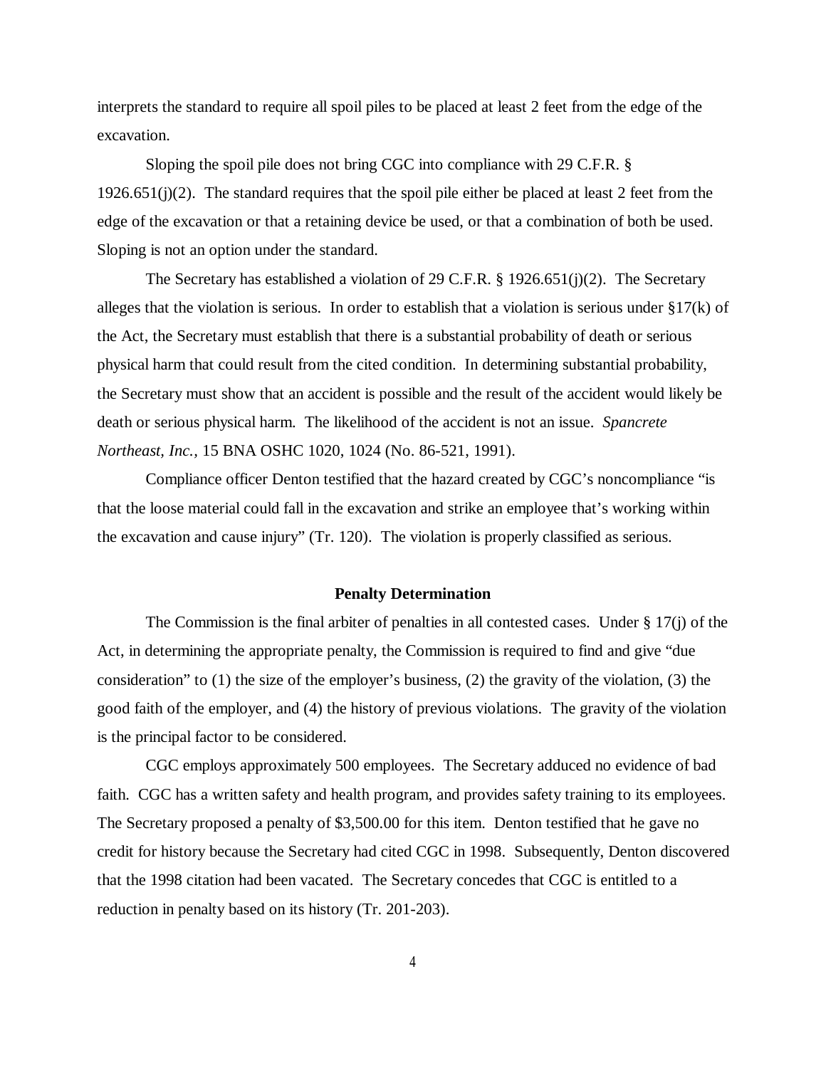interprets the standard to require all spoil piles to be placed at least 2 feet from the edge of the excavation.

Sloping the spoil pile does not bring CGC into compliance with 29 C.F.R. § 1926.651(j)(2). The standard requires that the spoil pile either be placed at least 2 feet from the edge of the excavation or that a retaining device be used, or that a combination of both be used. Sloping is not an option under the standard.

The Secretary has established a violation of 29 C.F.R. § 1926.651(j)(2). The Secretary alleges that the violation is serious. In order to establish that a violation is serious under §17(k) of the Act, the Secretary must establish that there is a substantial probability of death or serious physical harm that could result from the cited condition. In determining substantial probability, the Secretary must show that an accident is possible and the result of the accident would likely be death or serious physical harm. The likelihood of the accident is not an issue. *Spancrete Northeast, Inc.*, 15 BNA OSHC 1020, 1024 (No. 86-521, 1991).

Compliance officer Denton testified that the hazard created by CGC's noncompliance "is that the loose material could fall in the excavation and strike an employee that's working within the excavation and cause injury" (Tr. 120). The violation is properly classified as serious.

## Penalty Determination

The Commission is the final arbiter of penalties in all contested cases. Under § 17(j) of the Act, in determining the appropriate penalty, the Commission is required to find and give "due consideration" to (1) the size of the employer's business, (2) the gravity of the violation, (3) the good faith of the employer, and (4) the history of previous violations. The gravity of the violation is the principal factor to be considered.

CGC employs approximately 500 employees. The Secretary adduced no evidence of bad faith. CGC has a written safety and health program, and provides safety training to its employees. The Secretary proposed a penalty of $3,500.00 for this item. Denton testified that he gave no credit for history because the Secretary had cited CGC in 1998. Subsequently, Denton discovered that the 1998 citation had been vacated. The Secretary concedes that CGC is entitled to a reduction in penalty based on its history (Tr. 201-203).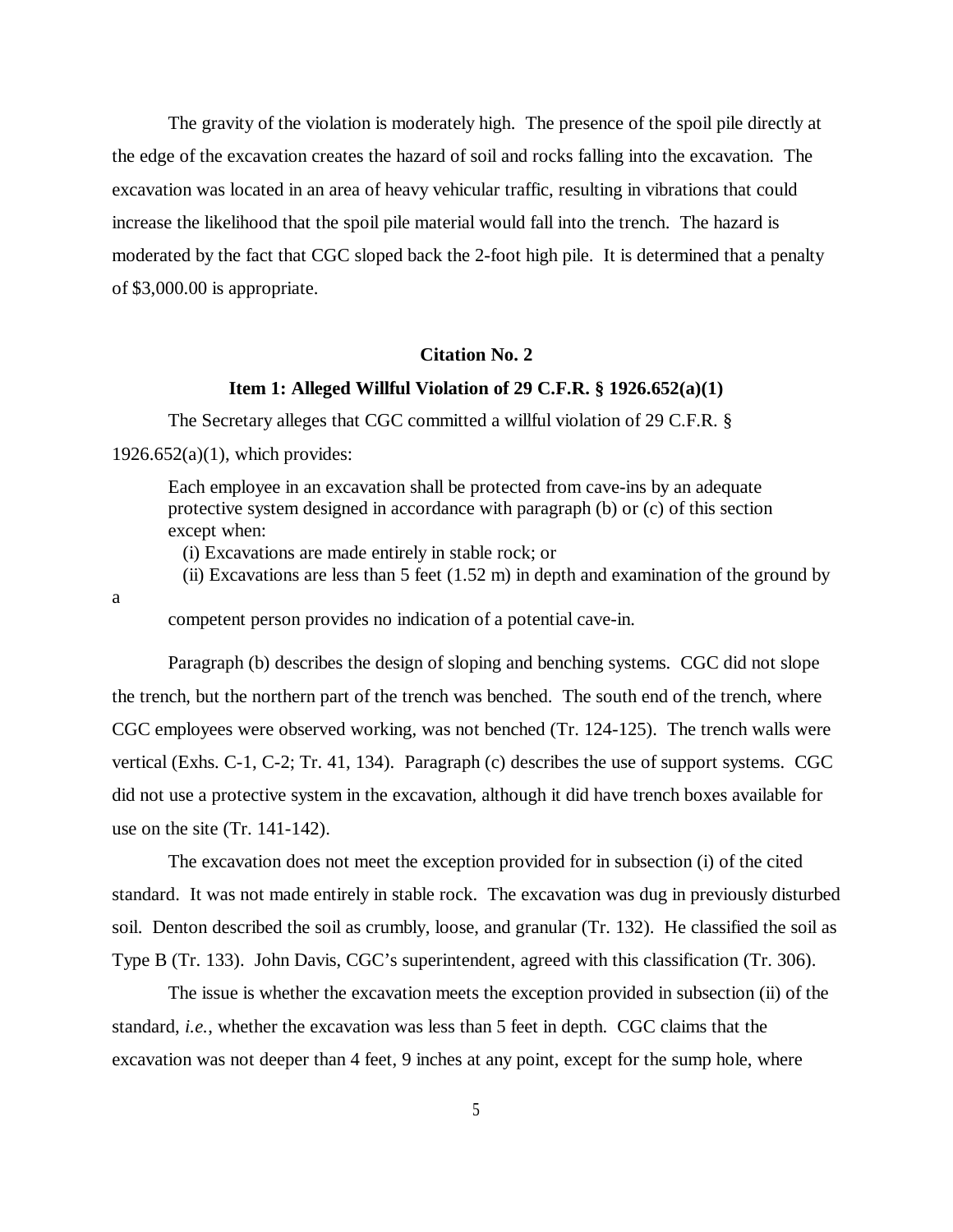The gravity of the violation is moderately high. The presence of the spoil pile directly at the edge of the excavation creates the hazard of soil and rocks falling into the excavation. The excavation was located in an area of heavy vehicular traffic, resulting in vibrations that could increase the likelihood that the spoil pile material would fall into the trench. The hazard is moderated by the fact that CGC sloped back the 2-foot high pile. It is determined that a penalty of $3,000.00 is appropriate.

**Citation No. 2**

**Item 1: Alleged Willful Violation of 29 C.F.R. § 1926.652(a)(1)**

The Secretary alleges that CGC committed a willful violation of 29 C.F.R. § 1926.652(a)(1), which provides:

> Each employee in an excavation shall be protected from cave-ins by an adequate protective system designed in accordance with paragraph (b) or (c) of this section except when:
>
> (i) Excavations are made entirely in stable rock; or
>
> (ii) Excavations are less than 5 feet (1.52 m) in depth and examination of the ground by a competent person provides no indication of a potential cave-in.

Paragraph (b) describes the design of sloping and benching systems. CGC did not slope the trench, but the northern part of the trench was benched. The south end of the trench, where CGC employees were observed working, was not benched (Tr. 124-125). The trench walls were vertical (Exhs. C-1, C-2; Tr. 41, 134). Paragraph (c) describes the use of support systems. CGC did not use a protective system in the excavation, although it did have trench boxes available for use on the site (Tr. 141-142).

The excavation does not meet the exception provided for in subsection (i) of the cited standard. It was not made entirely in stable rock. The excavation was dug in previously disturbed soil. Denton described the soil as crumbly, loose, and granular (Tr. 132). He classified the soil as Type B (Tr. 133). John Davis, CGC's superintendent, agreed with this classification (Tr. 306).

The issue is whether the excavation meets the exception provided in subsection (ii) of the standard, *i.e.*, whether the excavation was less than 5 feet in depth. CGC claims that the excavation was not deeper than 4 feet, 9 inches at any point, except for the sump hole, where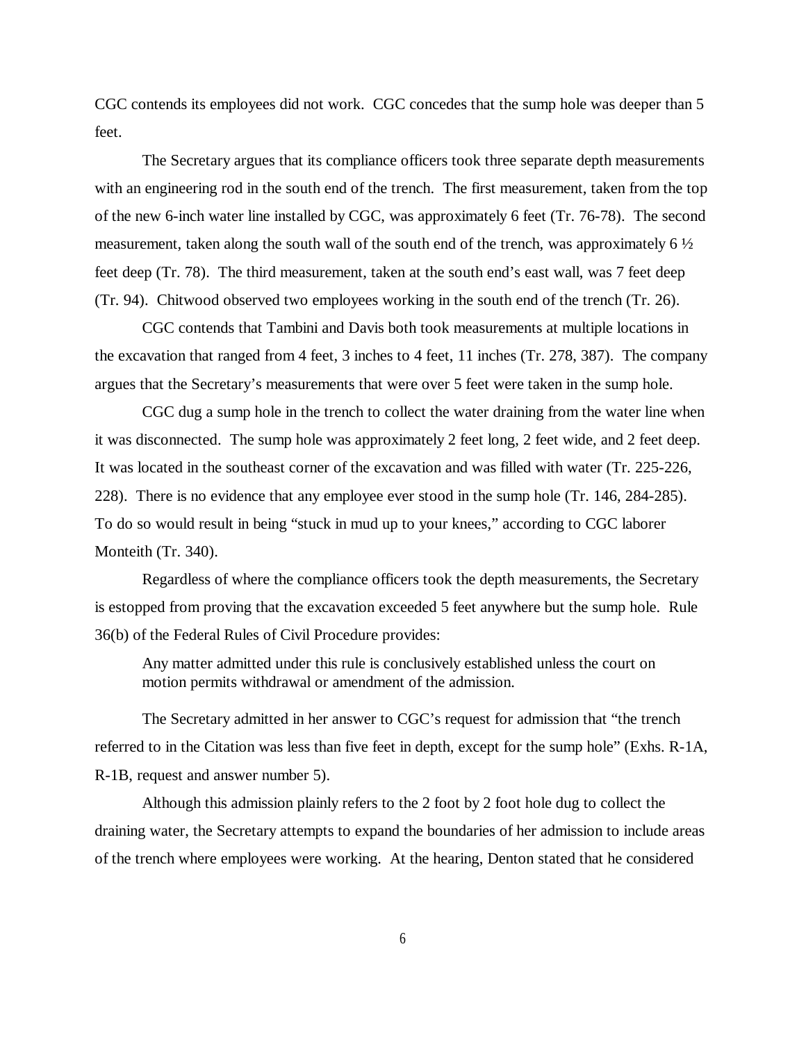CGC contends its employees did not work. CGC concedes that the sump hole was deeper than 5 feet.

The Secretary argues that its compliance officers took three separate depth measurements with an engineering rod in the south end of the trench. The first measurement, taken from the top of the new 6-inch water line installed by CGC, was approximately 6 feet (Tr. 76-78). The second measurement, taken along the south wall of the south end of the trench, was approximately 6 ½ feet deep (Tr. 78). The third measurement, taken at the south end's east wall, was 7 feet deep (Tr. 94). Chitwood observed two employees working in the south end of the trench (Tr. 26).

CGC contends that Tambini and Davis both took measurements at multiple locations in the excavation that ranged from 4 feet, 3 inches to 4 feet, 11 inches (Tr. 278, 387). The company argues that the Secretary's measurements that were over 5 feet were taken in the sump hole.

CGC dug a sump hole in the trench to collect the water draining from the water line when it was disconnected. The sump hole was approximately 2 feet long, 2 feet wide, and 2 feet deep. It was located in the southeast corner of the excavation and was filled with water (Tr. 225-226, 228). There is no evidence that any employee ever stood in the sump hole (Tr. 146, 284-285). To do so would result in being "stuck in mud up to your knees," according to CGC laborer Monteith (Tr. 340).

Regardless of where the compliance officers took the depth measurements, the Secretary is estopped from proving that the excavation exceeded 5 feet anywhere but the sump hole. Rule 36(b) of the Federal Rules of Civil Procedure provides:

> Any matter admitted under this rule is conclusively established unless the court on motion permits withdrawal or amendment of the admission.

The Secretary admitted in her answer to CGC's request for admission that "the trench referred to in the Citation was less than five feet in depth, except for the sump hole" (Exhs. R-1A, R-1B, request and answer number 5).

Although this admission plainly refers to the 2 foot by 2 foot hole dug to collect the draining water, the Secretary attempts to expand the boundaries of her admission to include areas of the trench where employees were working. At the hearing, Denton stated that he considered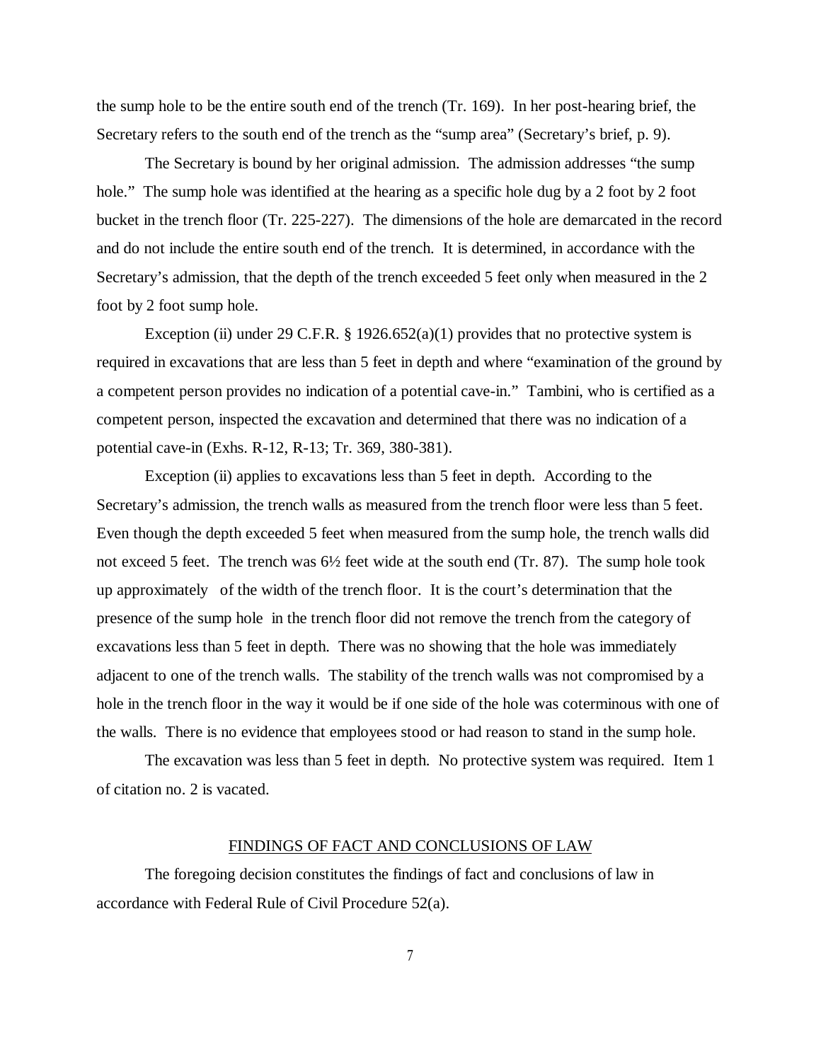the sump hole to be the entire south end of the trench (Tr. 169). In her post-hearing brief, the Secretary refers to the south end of the trench as the "sump area" (Secretary's brief, p. 9).

The Secretary is bound by her original admission. The admission addresses "the sump hole." The sump hole was identified at the hearing as a specific hole dug by a 2 foot by 2 foot bucket in the trench floor (Tr. 225-227). The dimensions of the hole are demarcated in the record and do not include the entire south end of the trench. It is determined, in accordance with the Secretary's admission, that the depth of the trench exceeded 5 feet only when measured in the 2 foot by 2 foot sump hole.

Exception (ii) under 29 C.F.R. § 1926.652(a)(1) provides that no protective system is required in excavations that are less than 5 feet in depth and where "examination of the ground by a competent person provides no indication of a potential cave-in." Tambini, who is certified as a competent person, inspected the excavation and determined that there was no indication of a potential cave-in (Exhs. R-12, R-13; Tr. 369, 380-381).

Exception (ii) applies to excavations less than 5 feet in depth. According to the Secretary's admission, the trench walls as measured from the trench floor were less than 5 feet. Even though the depth exceeded 5 feet when measured from the sump hole, the trench walls did not exceed 5 feet. The trench was 6½ feet wide at the south end (Tr. 87). The sump hole took up approximately of the width of the trench floor. It is the court's determination that the presence of the sump hole in the trench floor did not remove the trench from the category of excavations less than 5 feet in depth. There was no showing that the hole was immediately adjacent to one of the trench walls. The stability of the trench walls was not compromised by a hole in the trench floor in the way it would be if one side of the hole was coterminous with one of the walls. There is no evidence that employees stood or had reason to stand in the sump hole.

The excavation was less than 5 feet in depth. No protective system was required. Item 1 of citation no. 2 is vacated.

## FINDINGS OF FACT AND CONCLUSIONS OF LAW

The foregoing decision constitutes the findings of fact and conclusions of law in accordance with Federal Rule of Civil Procedure 52(a).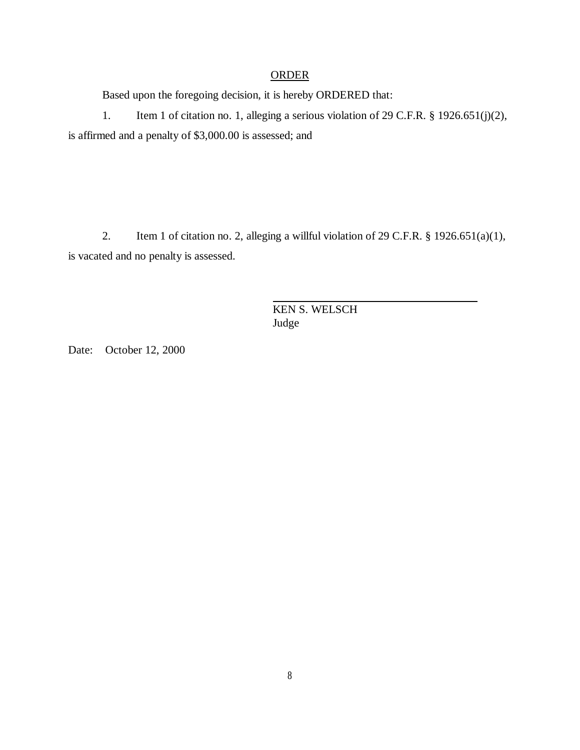## ORDER

Based upon the foregoing decision, it is hereby ORDERED that:

1. Item 1 of citation no. 1, alleging a serious violation of 29 C.F.R. § 1926.651(j)(2), is affirmed and a penalty of $3,000.00 is assessed; and

2. Item 1 of citation no. 2, alleging a willful violation of 29 C.F.R. § 1926.651(a)(1), is vacated and no penalty is assessed.

KEN S. WELSCH
Judge

Date: October 12, 2000